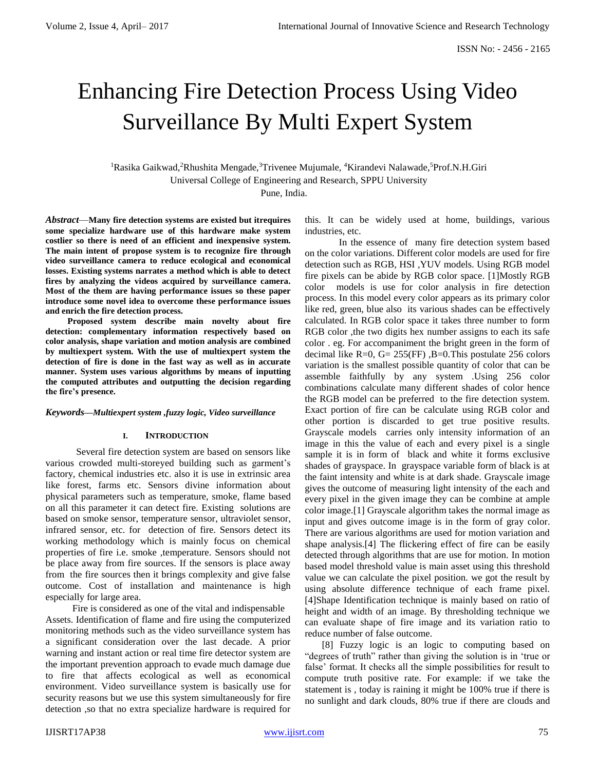# Enhancing Fire Detection Process Using Video Surveillance By Multi Expert System

[1]Rasika Gaikwad,[2]Rhushita Mengade,[3]Trivenee Mujumale, [4]Kirandevi Nalawade,[5]Prof.N.H.Giri
Universal College of Engineering and Research, SPPU University
Pune, India.

***Abstract*—Many fire detection systems are existed but itrequires some specialize hardware use of this hardware make system costlier so there is need of an efficient and inexpensive system. The main intent of propose system is to recognize fire through video surveillance camera to reduce ecological and economical losses. Existing systems narrates a method which is able to detect fires by analyzing the videos acquired by surveillance camera. Most of the them are having performance issues so these paper introduce some novel idea to overcome these performance issues and enrich the fire detection process.**

**Proposed system describe main novelty about fire detection: complementary information respectively based on color analysis, shape variation and motion analysis are combined by multiexpert system. With the use of multiexpert system the detection of fire is done in the fast way as well as in accurate manner. System uses various algorithms by means of inputting the computed attributes and outputting the decision regarding the fire's presence.**

***Keywords—Multiexpert system ,fuzzy logic, Video surveillance***

## I. INTRODUCTION

Several fire detection system are based on sensors like various crowded multi-storeyed building such as garment's factory, chemical industries etc. also it is use in extrinsic area like forest, farms etc. Sensors divine information about physical parameters such as temperature, smoke, flame based on all this parameter it can detect fire. Existing solutions are based on smoke sensor, temperature sensor, ultraviolet sensor, infrared sensor, etc. for detection of fire. Sensors detect its working methodology which is mainly focus on chemical properties of fire i.e. smoke ,temperature. Sensors should not be place away from fire sources. If the sensors is place away from the fire sources then it brings complexity and give false outcome. Cost of installation and maintenance is high especially for large area.

Fire is considered as one of the vital and indispensable Assets. Identification of flame and fire using the computerized monitoring methods such as the video surveillance system has a significant consideration over the last decade. A prior warning and instant action or real time fire detector system are the important prevention approach to evade much damage due to fire that affects ecological as well as economical environment. Video surveillance system is basically use for security reasons but we use this system simultaneously for fire detection ,so that no extra specialize hardware is required for this. It can be widely used at home, buildings, various industries, etc.

In the essence of many fire detection system based on the color variations. Different color models are used for fire detection such as RGB, HSI ,YUV models. Using RGB model fire pixels can be abide by RGB color space. [1]Mostly RGB color models is use for color analysis in fire detection process. In this model every color appears as its primary color like red, green, blue also its various shades can be effectively calculated. In RGB color space it takes three number to form RGB color ,the two digits hex number assigns to each its safe color . eg. For accompaniment the bright green in the form of decimal like R=0, G= 255(FF) ,B=0.This postulate 256 colors variation is the smallest possible quantity of color that can be assemble faithfully by any system .Using 256 color combinations calculate many different shades of color hence the RGB model can be preferred to the fire detection system. Exact portion of fire can be calculate using RGB color and other portion is discarded to get true positive results. Grayscale models carries only intensity information of an image in this the value of each and every pixel is a single sample it is in form of black and white it forms exclusive shades of grayspace. In grayspace variable form of black is at the faint intensity and white is at dark shade. Grayscale image gives the outcome of measuring light intensity of the each and every pixel in the given image they can be combine at ample color image.[1] Grayscale algorithm takes the normal image as input and gives outcome image is in the form of gray color. There are various algorithms are used for motion variation and shape analysis.[4] The flickering effect of fire can be easily detected through algorithms that are use for motion. In motion based model threshold value is main asset using this threshold value we can calculate the pixel position. we got the result by using absolute difference technique of each frame pixel. [4]Shape Identification technique is mainly based on ratio of height and width of an image. By thresholding technique we can evaluate shape of fire image and its variation ratio to reduce number of false outcome.

[8] Fuzzy logic is an logic to computing based on "degrees of truth" rather than giving the solution is in 'true or false' format. It checks all the simple possibilities for result to compute truth positive rate. For example: if we take the statement is , today is raining it might be 100% true if there is no sunlight and dark clouds, 80% true if there are clouds and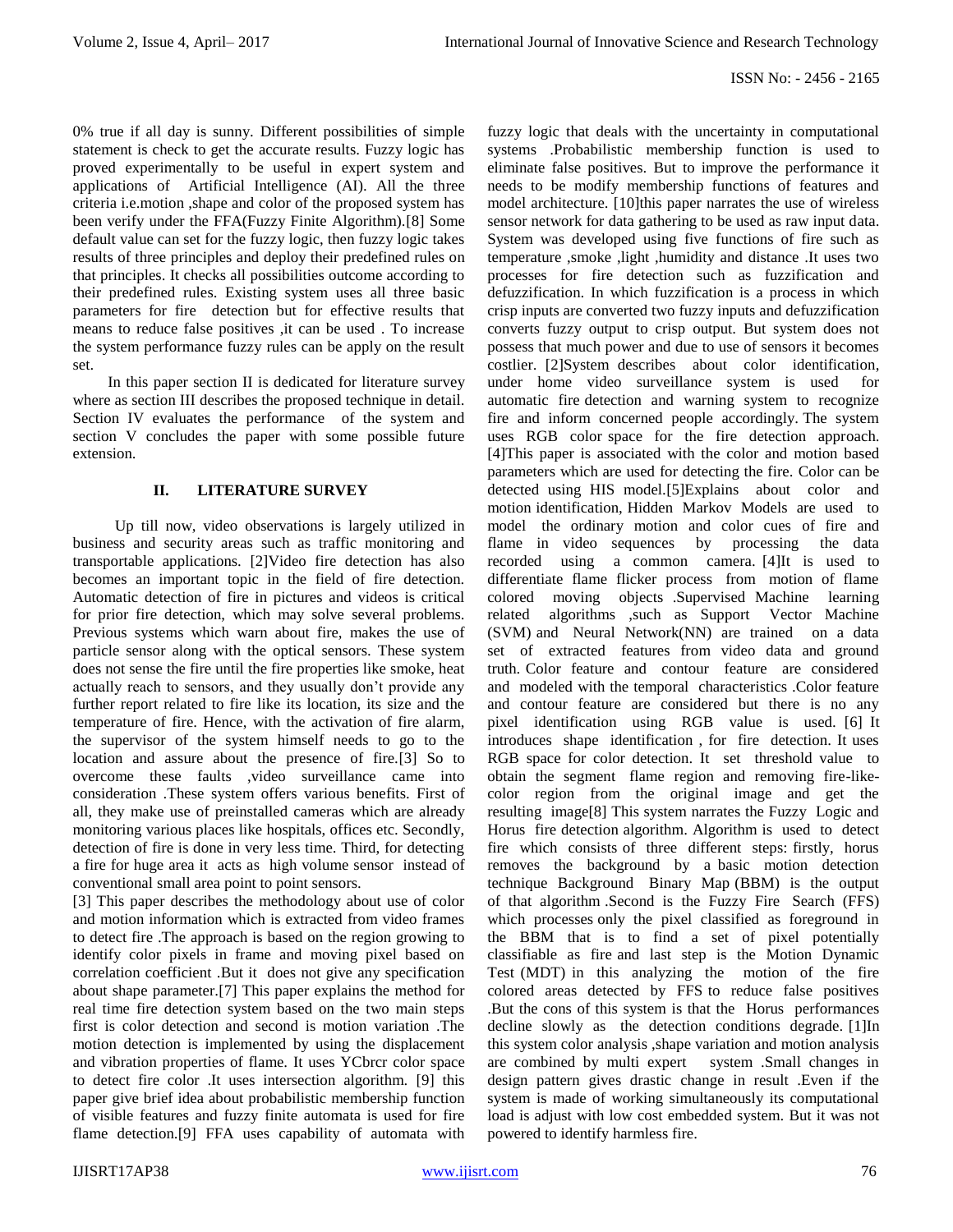0% true if all day is sunny. Different possibilities of simple statement is check to get the accurate results. Fuzzy logic has proved experimentally to be useful in expert system and applications of Artificial Intelligence (AI). All the three criteria i.e.motion ,shape and color of the proposed system has been verify under the FFA(Fuzzy Finite Algorithm).[8] Some default value can set for the fuzzy logic, then fuzzy logic takes results of three principles and deploy their predefined rules on that principles. It checks all possibilities outcome according to their predefined rules. Existing system uses all three basic parameters for fire detection but for effective results that means to reduce false positives ,it can be used . To increase the system performance fuzzy rules can be apply on the result set.

In this paper section II is dedicated for literature survey where as section III describes the proposed technique in detail. Section IV evaluates the performance of the system and section V concludes the paper with some possible future extension.

## II. LITERATURE SURVEY

Up till now, video observations is largely utilized in business and security areas such as traffic monitoring and transportable applications. [2]Video fire detection has also becomes an important topic in the field of fire detection. Automatic detection of fire in pictures and videos is critical for prior fire detection, which may solve several problems. Previous systems which warn about fire, makes the use of particle sensor along with the optical sensors. These system does not sense the fire until the fire properties like smoke, heat actually reach to sensors, and they usually don't provide any further report related to fire like its location, its size and the temperature of fire. Hence, with the activation of fire alarm, the supervisor of the system himself needs to go to the location and assure about the presence of fire.[3] So to overcome these faults ,video surveillance came into consideration .These system offers various benefits. First of all, they make use of preinstalled cameras which are already monitoring various places like hospitals, offices etc. Secondly, detection of fire is done in very less time. Third, for detecting a fire for huge area it acts as high volume sensor instead of conventional small area point to point sensors.

[3] This paper describes the methodology about use of color and motion information which is extracted from video frames to detect fire .The approach is based on the region growing to identify color pixels in frame and moving pixel based on correlation coefficient .But it does not give any specification about shape parameter.[7] This paper explains the method for real time fire detection system based on the two main steps first is color detection and second is motion variation .The motion detection is implemented by using the displacement and vibration properties of flame. It uses YCbrcr color space to detect fire color .It uses intersection algorithm. [9] this paper give brief idea about probabilistic membership function of visible features and fuzzy finite automata is used for fire flame detection.[9] FFA uses capability of automata with fuzzy logic that deals with the uncertainty in computational systems .Probabilistic membership function is used to eliminate false positives. But to improve the performance it needs to be modify membership functions of features and model architecture. [10]this paper narrates the use of wireless sensor network for data gathering to be used as raw input data. System was developed using five functions of fire such as temperature ,smoke ,light ,humidity and distance .It uses two processes for fire detection such as fuzzification and defuzzification. In which fuzzification is a process in which crisp inputs are converted two fuzzy inputs and defuzzification converts fuzzy output to crisp output. But system does not possess that much power and due to use of sensors it becomes costlier. [2]System describes about color identification, under home video surveillance system is used for automatic fire detection and warning system to recognize fire and inform concerned people accordingly. The system uses RGB color space for the fire detection approach. [4]This paper is associated with the color and motion based parameters which are used for detecting the fire. Color can be detected using HIS model.[5]Explains about color and motion identification, Hidden Markov Models are used to model the ordinary motion and color cues of fire and flame in video sequences by processing the data recorded using a common camera. [4]It is used to differentiate flame flicker process from motion of flame colored moving objects .Supervised Machine learning related algorithms ,such as Support Vector Machine (SVM) and Neural Network(NN) are trained on a data set of extracted features from video data and ground truth. Color feature and contour feature are considered and modeled with the temporal characteristics .Color feature and contour feature are considered but there is no any pixel identification using RGB value is used. [6] It introduces shape identification , for fire detection. It uses RGB space for color detection. It set threshold value to obtain the segment flame region and removing fire-like-color region from the original image and get the resulting image[8] This system narrates the Fuzzy Logic and Horus fire detection algorithm. Algorithm is used to detect fire which consists of three different steps: firstly, horus removes the background by a basic motion detection technique Background Binary Map (BBM) is the output of that algorithm .Second is the Fuzzy Fire Search (FFS) which processes only the pixel classified as foreground in the BBM that is to find a set of pixel potentially classifiable as fire and last step is the Motion Dynamic Test (MDT) in this analyzing the motion of the fire colored areas detected by FFS to reduce false positives .But the cons of this system is that the Horus performances decline slowly as the detection conditions degrade. [1]In this system color analysis ,shape variation and motion analysis are combined by multi expert system .Small changes in design pattern gives drastic change in result .Even if the system is made of working simultaneously its computational load is adjust with low cost embedded system. But it was not powered to identify harmless fire.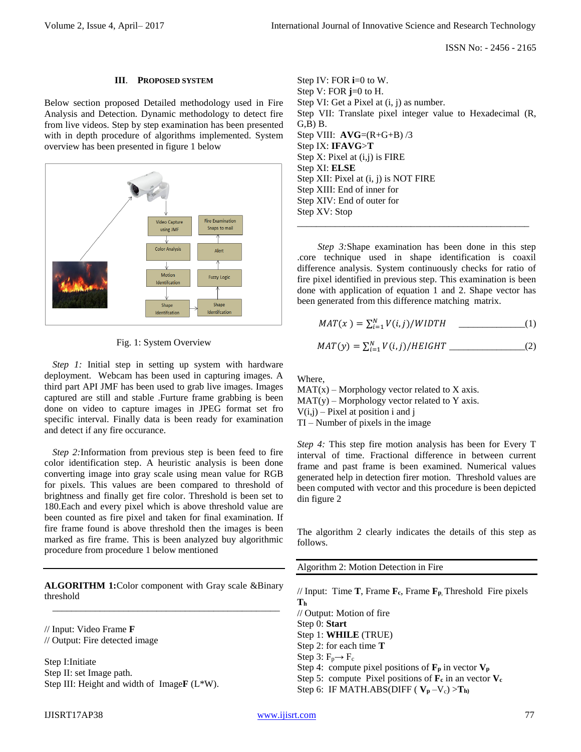## III. PROPOSED SYSTEM

Below section proposed Detailed methodology used in Fire Analysis and Detection. Dynamic methodology to detect fire from live videos. Step by step examination has been presented with in depth procedure of algorithms implemented. System overview has been presented in figure 1 below

Fig. 1: System Overview

*Step 1:* Initial step in setting up system with hardware deployment. Webcam has been used in capturing images. A third part API JMF has been used to grab live images. Images captured are still and stable .Furture frame grabbing is been done on video to capture images in JPEG format set fro specific interval. Finally data is been ready for examination and detect if any fire occurance.

*Step 2:*Information from previous step is been feed to fire color identification step. A heuristic analysis is been done converting image into gray scale using mean value for RGB for pixels. This values are been compared to threshold of brightness and finally get fire color. Threshold is been set to 180.Each and every pixel which is above threshold value are been counted as fire pixel and taken for final examination. If fire frame found is above threshold then the images is been marked as fire frame. This is been analyzed buy algorithmic procedure from procedure 1 below mentioned

**ALGORITHM 1:**Color component with Gray scale &Binary threshold

// Input: Video Frame **F**
// Output: Fire detected image

Step I:Initiate
Step II: set Image path.
Step III: Height and width of Image**F** (L*W).
Step IV: FOR **i**=0 to W.
Step V: FOR **j**=0 to H.
Step VI: Get a Pixel at (i, j) as number.
Step VII: Translate pixel integer value to Hexadecimal (R, G,B) B.
Step VIII: **AVG**=(R+G+B) /3
Step IX: **IFAVG**>**T**
Step X: Pixel at (i,j) is FIRE
Step XI: **ELSE**
Step XII: Pixel at (i, j) is NOT FIRE
Step XIII: End of inner for
Step XIV: End of outer for
Step XV: Stop

*Step 3:*Shape examination has been done in this step .core technique used in shape identification is coaxil difference analysis. System continuously checks for ratio of fire pixel identified in previous step. This examination is been done with application of equation 1 and 2. Shape vector has been generated from this difference matching matrix.

$$MAT(x) = \sum_{i=1}^{N} V(i,j)/WIDTH \quad \text{\_\_\_\_\_\_\_\_\_\_\_\_\_\_(1)}$$

$$MAT(y) = \sum_{i=1}^{N} V(i,j)/HEIGHT \quad \text{\_\_\_\_\_\_\_\_\_\_\_\_\_\_\_\_(2)}$$

Where,
MAT(x) – Morphology vector related to X axis.
MAT(y) – Morphology vector related to Y axis.
V(i,j) – Pixel at position i and j
TI – Number of pixels in the image

*Step 4:* This step fire motion analysis has been for Every T interval of time. Fractional difference in between current frame and past frame is been examined. Numerical values generated help in detection firer motion. Threshold values are been computed with vector and this procedure is been depicted din figure 2

The algorithm 2 clearly indicates the details of this step as follows.

Algorithm 2: Motion Detection in Fire

// Input: Time **T**, Frame $\mathbf{F_c}$, Frame $\mathbf{F_p}$, Threshold Fire pixels $\mathbf{T_h}$
// Output: Motion of fire
Step 0: **Start**
Step 1: **WHILE** (TRUE)
Step 2: for each time **T**
Step 3: $F_p \rightarrow F_c$
Step 4: compute pixel positions of $\mathbf{F_p}$ in vector $\mathbf{V_p}$
Step 5: compute Pixel positions of $\mathbf{F_c}$ in an vector $\mathbf{V_c}$
Step 6: IF MATH.ABS(DIFF ( $\mathbf{V_p}$ –$V_c$) >$\mathbf{T_{h)}}$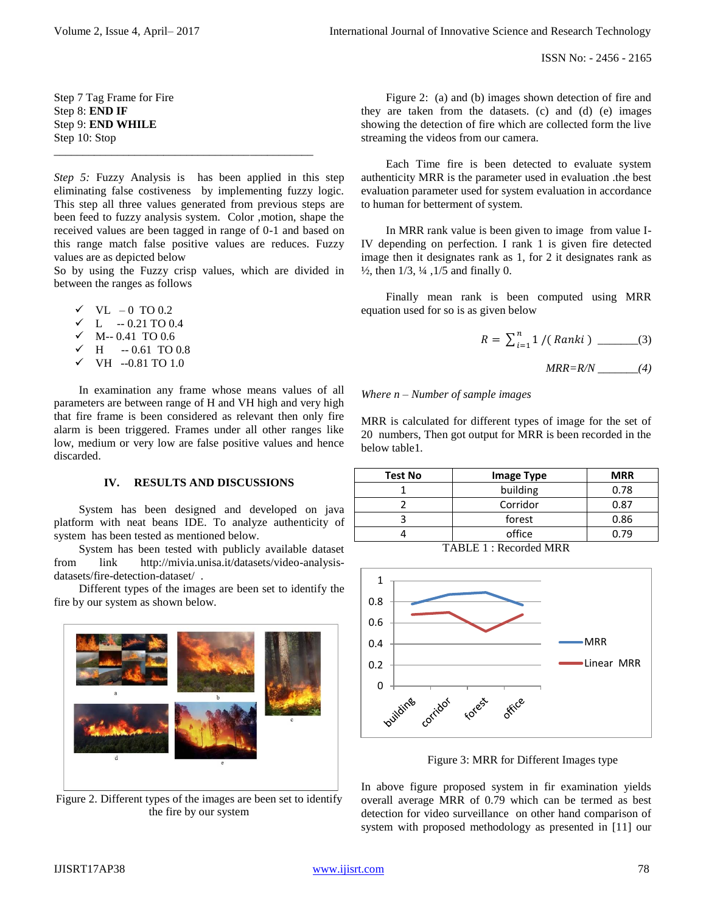Step 7 Tag Frame for Fire
Step 8: **END IF**
Step 9: **END WHILE**
Step 10: Stop

---

*Step 5:* Fuzzy Analysis is has been applied in this step eliminating false costiveness by implementing fuzzy logic. This step all three values generated from previous steps are been feed to fuzzy analysis system. Color ,motion, shape the received values are been tagged in range of 0-1 and based on this range match false positive values are reduces. Fuzzy values are as depicted below

So by using the Fuzzy crisp values, which are divided in between the ranges as follows

- ✓ VL – 0 TO 0.2
- ✓ L -- 0.21 TO 0.4
- ✓ M-- 0.41 TO 0.6
- ✓ H -- 0.61 TO 0.8
- ✓ VH --0.81 TO 1.0

In examination any frame whose means values of all parameters are between range of H and VH high and very high that fire frame is been considered as relevant then only fire alarm is been triggered. Frames under all other ranges like low, medium or very low are false positive values and hence discarded.

## IV. RESULTS AND DISCUSSIONS

System has been designed and developed on java platform with neat beans IDE. To analyze authenticity of system has been tested as mentioned below.

System has been tested with publicly available dataset from link http://mivia.unisa.it/datasets/video-analysis-datasets/fire-detection-dataset/ .

Different types of the images are been set to identify the fire by our system as shown below.

Figure 2. Different types of the images are been set to identify the fire by our system

Figure 2: (a) and (b) images shown detection of fire and they are taken from the datasets. (c) and (d) (e) images showing the detection of fire which are collected form the live streaming the videos from our camera.

Each Time fire is been detected to evaluate system authenticity MRR is the parameter used in evaluation .the best evaluation parameter used for system evaluation in accordance to human for betterment of system.

In MRR rank value is been given to image from value I-IV depending on perfection. I rank 1 is given fire detected image then it designates rank as 1, for 2 it designates rank as ½, then 1/3, ¼ ,1/5 and finally 0.

Finally mean rank is been computed using MRR equation used for so is as given below

$$R = \sum_{i=1}^{n} 1 \,/(\,Rank i\,) \quad \text{\_\_\_\_\_\_\_(3)}$$

$$MRR = R/N \quad \text{\_\_\_\_\_\_\_(4)}$$

*Where n – Number of sample images*

MRR is calculated for different types of image for the set of 20 numbers, Then got output for MRR is been recorded in the below table1.

| Test No | Image Type | MRR |
|---|---|---|
| 1 | building | 0.78 |
| 2 | Corridor | 0.87 |
| 3 | forest | 0.86 |
| 4 | office | 0.79 |

TABLE 1 : Recorded MRR

Figure 3: MRR for Different Images type

In above figure proposed system in fir examination yields overall average MRR of 0.79 which can be termed as best detection for video surveillance on other hand comparison of system with proposed methodology as presented in [11] our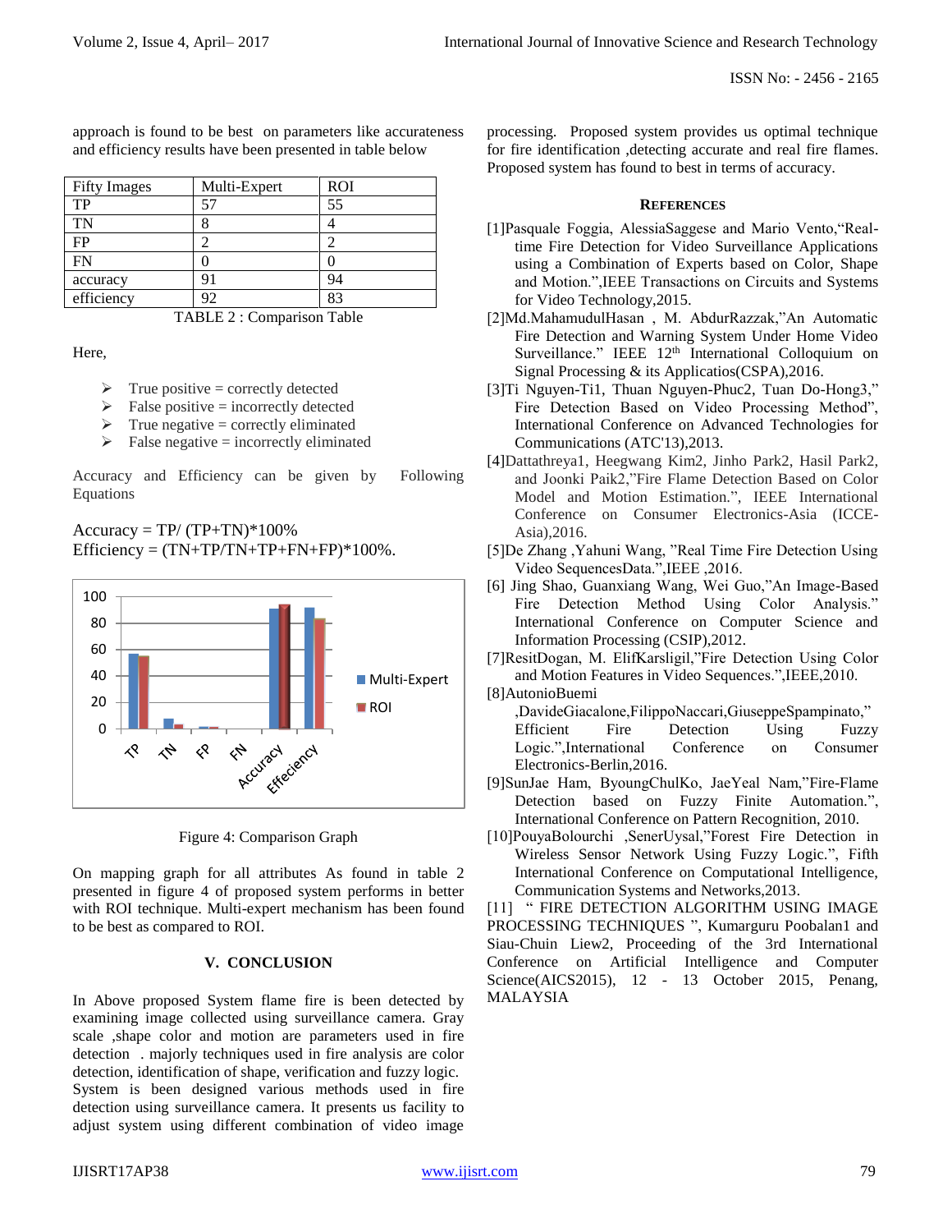approach is found to be best on parameters like accurateness and efficiency results have been presented in table below

| Fifty Images | Multi-Expert | ROI |
|---|---|---|
| TP | 57 | 55 |
| TN | 8 | 4 |
| FP | 2 | 2 |
| FN | 0 | 0 |
| accuracy | 91 | 94 |
| efficiency | 92 | 83 |

TABLE 2 : Comparison Table

Here,

- True positive = correctly detected
- False positive = incorrectly detected
- True negative = correctly eliminated
- False negative = incorrectly eliminated

Accuracy and Efficiency can be given by Following Equations

Accuracy = TP/ (TP+TN)*100%
Efficiency = (TN+TP/TN+TP+FN+FP)*100%.

100
80
60
40
20
0
TP
TN
FP
FN
Accuracy
Effeciency
Multi-Expert
ROI

Figure 4: Comparison Graph

On mapping graph for all attributes As found in table 2 presented in figure 4 of proposed system performs in better with ROI technique. Multi-expert mechanism has been found to be best as compared to ROI.

## V. CONCLUSION

In Above proposed System flame fire is been detected by examining image collected using surveillance camera. Gray scale ,shape color and motion are parameters used in fire detection . majorly techniques used in fire analysis are color detection, identification of shape, verification and fuzzy logic. System is been designed various methods used in fire detection using surveillance camera. It presents us facility to adjust system using different combination of video image processing. Proposed system provides us optimal technique for fire identification ,detecting accurate and real fire flames. Proposed system has found to best in terms of accuracy.

## REFERENCES

[1]Pasquale Foggia, AlessiaSaggese and Mario Vento,"Real-time Fire Detection for Video Surveillance Applications using a Combination of Experts based on Color, Shape and Motion.",IEEE Transactions on Circuits and Systems for Video Technology,2015.

[2]Md.MahamudulHasan , M. AbdurRazzak,"An Automatic Fire Detection and Warning System Under Home Video Surveillance." IEEE 12th International Colloquium on Signal Processing & its Applicatios(CSPA),2016.

[3]Ti Nguyen-Ti1, Thuan Nguyen-Phuc2, Tuan Do-Hong3," Fire Detection Based on Video Processing Method", International Conference on Advanced Technologies for Communications (ATC'13),2013.

[4]Dattathreya1, Heegwang Kim2, Jinho Park2, Hasil Park2, and Joonki Paik2,"Fire Flame Detection Based on Color Model and Motion Estimation.", IEEE International Conference on Consumer Electronics-Asia (ICCE-Asia),2016.

[5]De Zhang ,Yahuni Wang, "Real Time Fire Detection Using Video SequencesData.",IEEE ,2016.

[6] Jing Shao, Guanxiang Wang, Wei Guo,"An Image-Based Fire Detection Method Using Color Analysis." International Conference on Computer Science and Information Processing (CSIP),2012.

[7]ResitDogan, M. ElifKarsligil,"Fire Detection Using Color and Motion Features in Video Sequences.",IEEE,2010.

[8]AutonioBuemi ,DavideGiacalone,FilippoNaccari,GiuseppeSpampinato," Efficient Fire Detection Using Fuzzy Logic.",International Conference on Consumer Electronics-Berlin,2016.

[9]SunJae Ham, ByoungChulKo, JaeYeal Nam,"Fire-Flame Detection based on Fuzzy Finite Automation.", International Conference on Pattern Recognition, 2010.

[10]PouyaBolourchi ,SenerUysal,"Forest Fire Detection in Wireless Sensor Network Using Fuzzy Logic.", Fifth International Conference on Computational Intelligence, Communication Systems and Networks,2013.

[11] " FIRE DETECTION ALGORITHM USING IMAGE PROCESSING TECHNIQUES ", Kumarguru Poobalan1 and Siau-Chuin Liew2, Proceeding of the 3rd International Conference on Artificial Intelligence and Computer Science(AICS2015), 12 - 13 October 2015, Penang, MALAYSIA